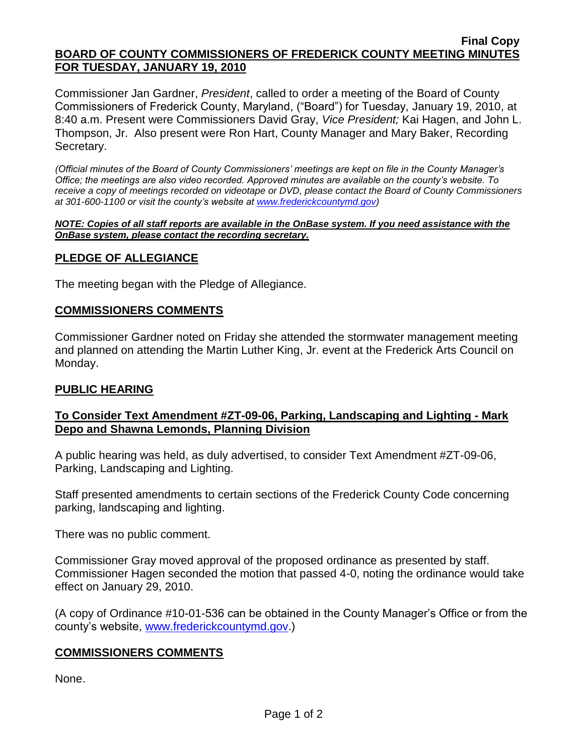**Final Copy**

**BOARD OF COUNTY COMMISSIONERS OF FREDERICK COUNTY MEETING MINUTES FOR TUESDAY, JANUARY 19, 2010**

Commissioner Jan Gardner, *President*, called to order a meeting of the Board of County Commissioners of Frederick County, Maryland, ("Board") for Tuesday, January 19, 2010, at 8:40 a.m. Present were Commissioners David Gray, *Vice President;* Kai Hagen, and John L. Thompson, Jr. Also present were Ron Hart, County Manager and Mary Baker, Recording Secretary.

*(Official minutes of the Board of County Commissioners' meetings are kept on file in the County Manager's Office; the meetings are also video recorded. Approved minutes are available on the county's website. To receive a copy of meetings recorded on videotape or DVD, please contact the Board of County Commissioners at 301-600-1100 or visit the county's website at www.frederickcountymd.gov)*

***NOTE: Copies of all staff reports are available in the OnBase system. If you need assistance with the OnBase system, please contact the recording secretary.***

## PLEDGE OF ALLEGIANCE

The meeting began with the Pledge of Allegiance.

## COMMISSIONERS COMMENTS

Commissioner Gardner noted on Friday she attended the stormwater management meeting and planned on attending the Martin Luther King, Jr. event at the Frederick Arts Council on Monday.

## PUBLIC HEARING

### To Consider Text Amendment #ZT-09-06, Parking, Landscaping and Lighting - Mark Depo and Shawna Lemonds, Planning Division

A public hearing was held, as duly advertised, to consider Text Amendment #ZT-09-06, Parking, Landscaping and Lighting.

Staff presented amendments to certain sections of the Frederick County Code concerning parking, landscaping and lighting.

There was no public comment.

Commissioner Gray moved approval of the proposed ordinance as presented by staff. Commissioner Hagen seconded the motion that passed 4-0, noting the ordinance would take effect on January 29, 2010.

(A copy of Ordinance #10-01-536 can be obtained in the County Manager's Office or from the county's website, www.frederickcountymd.gov.)

## COMMISSIONERS COMMENTS

None.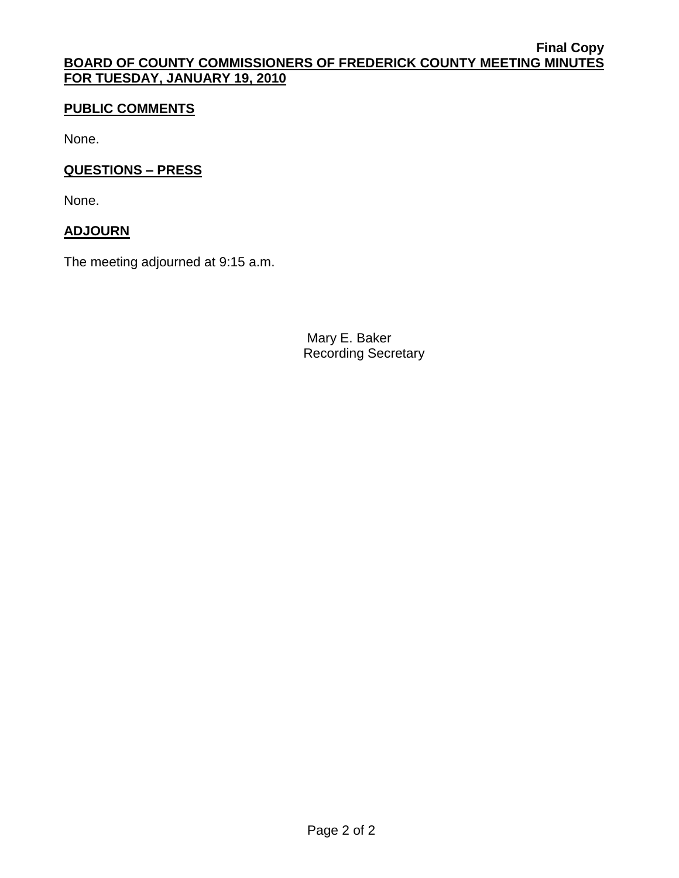## PUBLIC COMMENTS

None.

## QUESTIONS – PRESS

None.

## ADJOURN

The meeting adjourned at 9:15 a.m.

Mary E. Baker
Recording Secretary